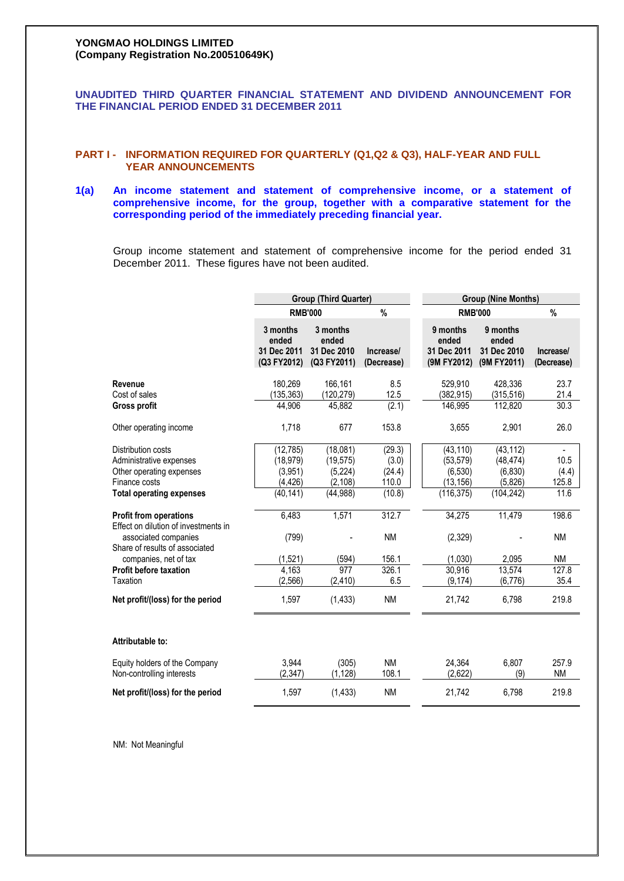**YONGMAO HOLDINGS LIMITED**
**(Company Registration No.200510649K)**

## UNAUDITED THIRD QUARTER FINANCIAL STATEMENT AND DIVIDEND ANNOUNCEMENT FOR THE FINANCIAL PERIOD ENDED 31 DECEMBER 2011

### PART I - INFORMATION REQUIRED FOR QUARTERLY (Q1,Q2 & Q3), HALF-YEAR AND FULL YEAR ANNOUNCEMENTS

**1(a) An income statement and statement of comprehensive income, or a statement of comprehensive income, for the group, together with a comparative statement for the corresponding period of the immediately preceding financial year.**

Group income statement and statement of comprehensive income for the period ended 31 December 2011. These figures have not been audited.

| | Group (Third Quarter) | | | Group (Nine Months) | | |
|---|---|---|---|---|---|---|
| | RMB'000 | | % | RMB'000 | | % |
| | 3 months ended 31 Dec 2011 (Q3 FY2012) | 3 months ended 31 Dec 2010 (Q3 FY2011) | Increase/ (Decrease) | 9 months ended 31 Dec 2011 (9M FY2012) | 9 months ended 31 Dec 2010 (9M FY2011) | Increase/ (Decrease) |
| **Revenue** | 180,269 | 166,161 | 8.5 | 529,910 | 428,336 | 23.7 |
| Cost of sales | (135,363) | (120,279) | 12.5 | (382,915) | (315,516) | 21.4 |
| **Gross profit** | 44,906 | 45,882 | (2.1) | 146,995 | 112,820 | 30.3 |
| Other operating income | 1,718 | 677 | 153.8 | 3,655 | 2,901 | 26.0 |
| Distribution costs | (12,785) | (18,081) | (29.3) | (43,110) | (43,112) | - |
| Administrative expenses | (18,979) | (19,575) | (3.0) | (53,579) | (48,474) | 10.5 |
| Other operating expenses | (3,951) | (5,224) | (24.4) | (6,530) | (6,830) | (4.4) |
| Finance costs | (4,426) | (2,108) | 110.0 | (13,156) | (5,826) | 125.8 |
| **Total operating expenses** | (40,141) | (44,988) | (10.8) | (116,375) | (104,242) | 11.6 |
| **Profit from operations** | 6,483 | 1,571 | 312.7 | 34,275 | 11,479 | 198.6 |
| Effect on dilution of investments in associated companies | (799) | - | NM | (2,329) | - | NM |
| Share of results of associated companies, net of tax | (1,521) | (594) | 156.1 | (1,030) | 2,095 | NM |
| **Profit before taxation** | 4,163 | 977 | 326.1 | 30,916 | 13,574 | 127.8 |
| Taxation | (2,566) | (2,410) | 6.5 | (9,174) | (6,776) | 35.4 |
| **Net profit/(loss) for the period** | 1,597 | (1,433) | NM | 21,742 | 6,798 | 219.8 |
| **Attributable to:** | | | | | | |
| Equity holders of the Company | 3,944 | (305) | NM | 24,364 | 6,807 | 257.9 |
| Non-controlling interests | (2,347) | (1,128) | 108.1 | (2,622) | (9) | NM |
| **Net profit/(loss) for the period** | 1,597 | (1,433) | NM | 21,742 | 6,798 | 219.8 |

NM: Not Meaningful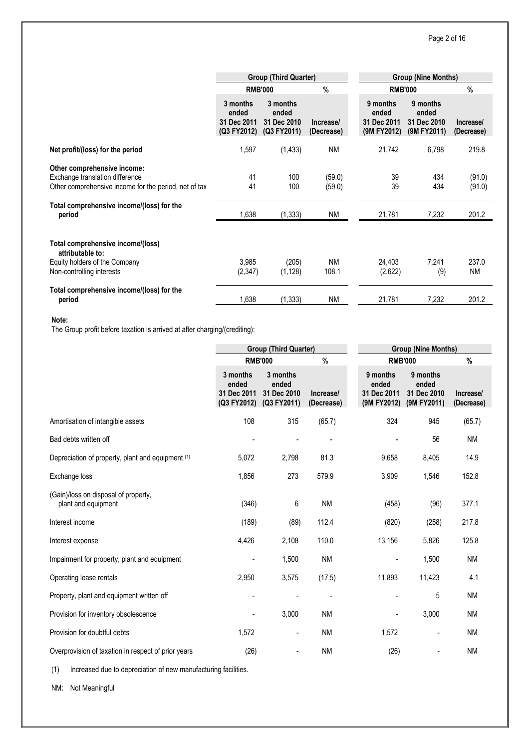| | Group (Third Quarter) | | | Group (Nine Months) | | |
|---|---|---|---|---|---|---|
| | RMB'000 | | % | RMB'000 | | % |
| | 3 months ended 31 Dec 2011 (Q3 FY2012) | 3 months ended 31 Dec 2010 (Q3 FY2011) | Increase/ (Decrease) | 9 months ended 31 Dec 2011 (9M FY2012) | 9 months ended 31 Dec 2010 (9M FY2011) | Increase/ (Decrease) |
| **Net profit/(loss) for the period** | 1,597 | (1,433) | NM | 21,742 | 6,798 | 219.8 |
| **Other comprehensive income:** | | | | | | |
| Exchange translation difference | 41 | 100 | (59.0) | 39 | 434 | (91.0) |
| Other comprehensive income for the period, net of tax | 41 | 100 | (59.0) | 39 | 434 | (91.0) |
| **Total comprehensive income/(loss) for the period** | 1,638 | (1,333) | NM | 21,781 | 7,232 | 201.2 |
| **Total comprehensive income/(loss) attributable to:** | | | | | | |
| Equity holders of the Company | 3,985 | (205) | NM | 24,403 | 7,241 | 237.0 |
| Non-controlling interests | (2,347) | (1,128) | 108.1 | (2,622) | (9) | NM |
| **Total comprehensive income/(loss) for the period** | 1,638 | (1,333) | NM | 21,781 | 7,232 | 201.2 |

**Note:**
The Group profit before taxation is arrived at after charging/(crediting):

| | Group (Third Quarter) | | | Group (Nine Months) | | |
|---|---|---|---|---|---|---|
| | RMB'000 | | % | RMB'000 | | % |
| | 3 months ended 31 Dec 2011 (Q3 FY2012) | 3 months ended 31 Dec 2010 (Q3 FY2011) | Increase/ (Decrease) | 9 months ended 31 Dec 2011 (9M FY2012) | 9 months ended 31 Dec 2010 (9M FY2011) | Increase/ (Decrease) |
| Amortisation of intangible assets | 108 | 315 | (65.7) | 324 | 945 | (65.7) |
| Bad debts written off | - | - | - | - | 56 | NM |
| Depreciation of property, plant and equipment (1) | 5,072 | 2,798 | 81.3 | 9,658 | 8,405 | 14.9 |
| Exchange loss | 1,856 | 273 | 579.9 | 3,909 | 1,546 | 152.8 |
| (Gain)/loss on disposal of property, plant and equipment | (346) | 6 | NM | (458) | (96) | 377.1 |
| Interest income | (189) | (89) | 112.4 | (820) | (258) | 217.8 |
| Interest expense | 4,426 | 2,108 | 110.0 | 13,156 | 5,826 | 125.8 |
| Impairment for property, plant and equipment | - | 1,500 | NM | - | 1,500 | NM |
| Operating lease rentals | 2,950 | 3,575 | (17.5) | 11,893 | 11,423 | 4.1 |
| Property, plant and equipment written off | - | - | - | - | 5 | NM |
| Provision for inventory obsolescence | - | 3,000 | NM | - | 3,000 | NM |
| Provision for doubtful debts | 1,572 | - | NM | 1,572 | - | NM |
| Overprovision of taxation in respect of prior years | (26) | - | NM | (26) | - | NM |

(1) Increased due to depreciation of new manufacturing facilities.

NM: Not Meaningful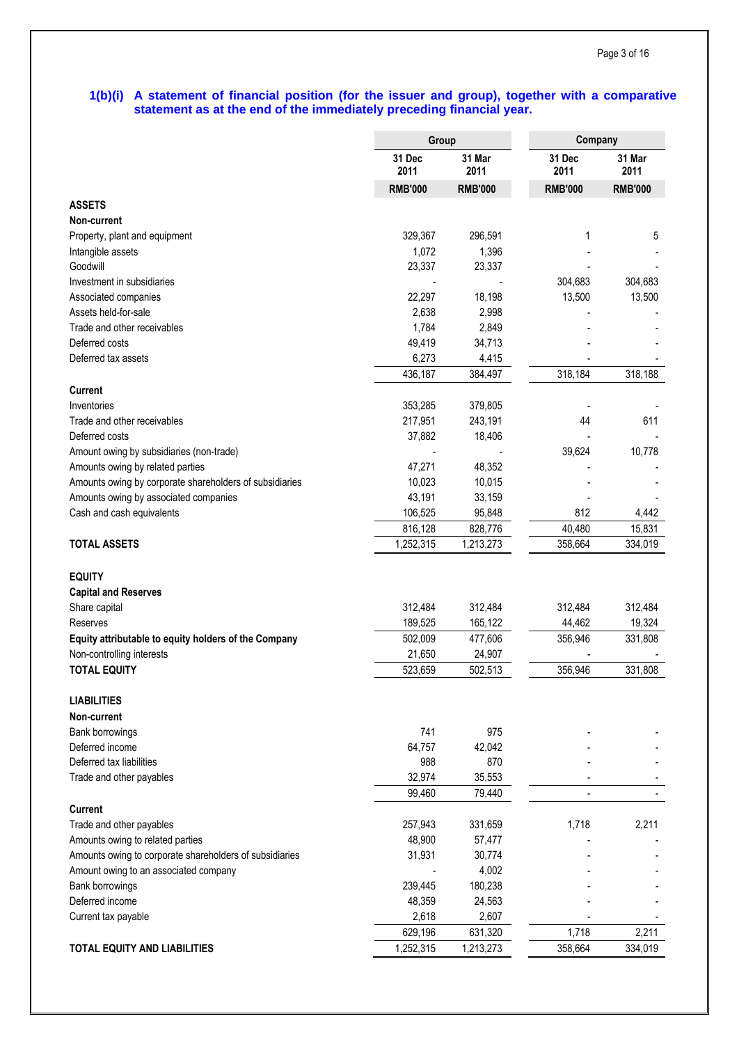### 1(b)(i) A statement of financial position (for the issuer and group), together with a comparative statement as at the end of the immediately preceding financial year.

| | Group | | Company | |
|---|---|---|---|---|
| | 31 Dec 2011 | 31 Mar 2011 | 31 Dec 2011 | 31 Mar 2011 |
| | RMB'000 | RMB'000 | RMB'000 | RMB'000 |
| **ASSETS** | | | | |
| **Non-current** | | | | |
| Property, plant and equipment | 329,367 | 296,591 | 1 | 5 |
| Intangible assets | 1,072 | 1,396 | - | - |
| Goodwill | 23,337 | 23,337 | - | - |
| Investment in subsidiaries | - | - | 304,683 | 304,683 |
| Associated companies | 22,297 | 18,198 | 13,500 | 13,500 |
| Assets held-for-sale | 2,638 | 2,998 | - | - |
| Trade and other receivables | 1,784 | 2,849 | - | - |
| Deferred costs | 49,419 | 34,713 | - | - |
| Deferred tax assets | 6,273 | 4,415 | - | - |
| | 436,187 | 384,497 | 318,184 | 318,188 |
| **Current** | | | | |
| Inventories | 353,285 | 379,805 | - | - |
| Trade and other receivables | 217,951 | 243,191 | 44 | 611 |
| Deferred costs | 37,882 | 18,406 | - | - |
| Amount owing by subsidiaries (non-trade) | - | - | 39,624 | 10,778 |
| Amounts owing by related parties | 47,271 | 48,352 | - | - |
| Amounts owing by corporate shareholders of subsidiaries | 10,023 | 10,015 | - | - |
| Amounts owing by associated companies | 43,191 | 33,159 | - | - |
| Cash and cash equivalents | 106,525 | 95,848 | 812 | 4,442 |
| | 816,128 | 828,776 | 40,480 | 15,831 |
| **TOTAL ASSETS** | 1,252,315 | 1,213,273 | 358,664 | 334,019 |
| | | | | |
| **EQUITY** | | | | |
| **Capital and Reserves** | | | | |
| Share capital | 312,484 | 312,484 | 312,484 | 312,484 |
| Reserves | 189,525 | 165,122 | 44,462 | 19,324 |
| **Equity attributable to equity holders of the Company** | 502,009 | 477,606 | 356,946 | 331,808 |
| Non-controlling interests | 21,650 | 24,907 | - | - |
| **TOTAL EQUITY** | 523,659 | 502,513 | 356,946 | 331,808 |
| | | | | |
| **LIABILITIES** | | | | |
| **Non-current** | | | | |
| Bank borrowings | 741 | 975 | - | - |
| Deferred income | 64,757 | 42,042 | - | - |
| Deferred tax liabilities | 988 | 870 | - | - |
| Trade and other payables | 32,974 | 35,553 | - | - |
| | 99,460 | 79,440 | - | - |
| **Current** | | | | |
| Trade and other payables | 257,943 | 331,659 | 1,718 | 2,211 |
| Amounts owing to related parties | 48,900 | 57,477 | - | - |
| Amounts owing to corporate shareholders of subsidiaries | 31,931 | 30,774 | - | - |
| Amount owing to an associated company | - | 4,002 | - | - |
| Bank borrowings | 239,445 | 180,238 | - | - |
| Deferred income | 48,359 | 24,563 | - | - |
| Current tax payable | 2,618 | 2,607 | - | - |
| | 629,196 | 631,320 | 1,718 | 2,211 |
| **TOTAL EQUITY AND LIABILITIES** | 1,252,315 | 1,213,273 | 358,664 | 334,019 |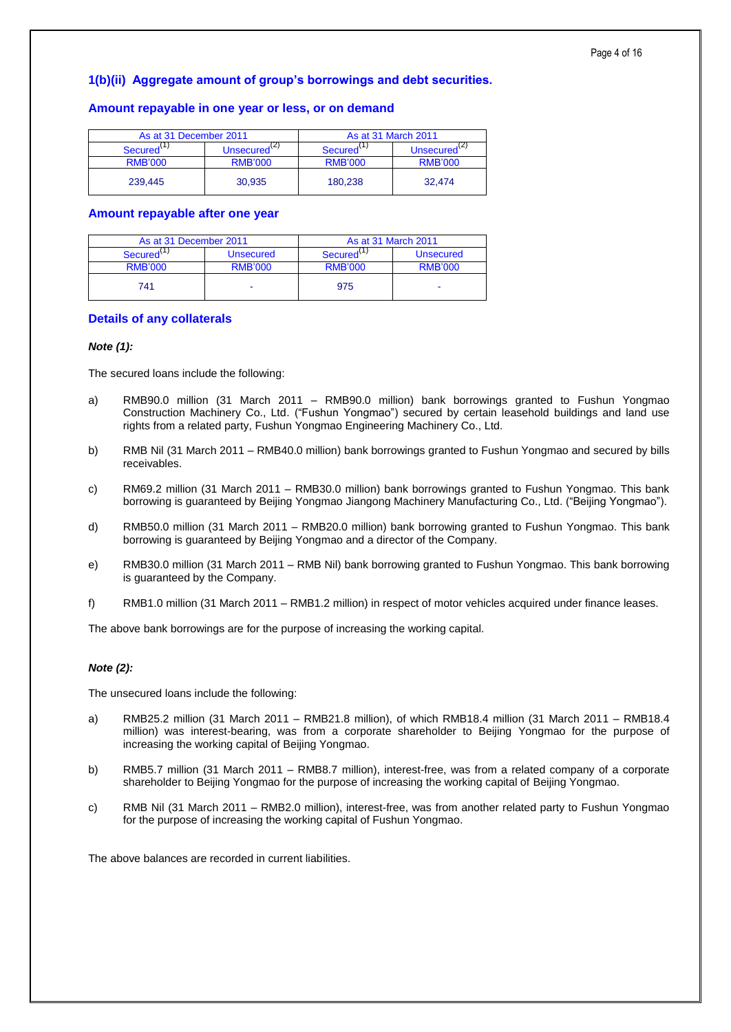### 1(b)(ii) Aggregate amount of group's borrowings and debt securities.

#### Amount repayable in one year or less, or on demand

| As at 31 December 2011 | | As at 31 March 2011 | |
|---|---|---|---|
| Secured[1] | Unsecured[2] | Secured[1] | Unsecured[2] |
| RMB'000 | RMB'000 | RMB'000 | RMB'000 |
| 239,445 | 30,935 | 180,238 | 32,474 |

#### Amount repayable after one year

| As at 31 December 2011 | | As at 31 March 2011 | |
|---|---|---|---|
| Secured[1] | Unsecured | Secured[1] | Unsecured |
| RMB'000 | RMB'000 | RMB'000 | RMB'000 |
| 741 | - | 975 | - |

#### Details of any collaterals

***Note (1):***

The secured loans include the following:

a) RMB90.0 million (31 March 2011 – RMB90.0 million) bank borrowings granted to Fushun Yongmao Construction Machinery Co., Ltd. ("Fushun Yongmao") secured by certain leasehold buildings and land use rights from a related party, Fushun Yongmao Engineering Machinery Co., Ltd.

b) RMB Nil (31 March 2011 – RMB40.0 million) bank borrowings granted to Fushun Yongmao and secured by bills receivables.

c) RM69.2 million (31 March 2011 – RMB30.0 million) bank borrowings granted to Fushun Yongmao. This bank borrowing is guaranteed by Beijing Yongmao Jiangong Machinery Manufacturing Co., Ltd. ("Beijing Yongmao").

d) RMB50.0 million (31 March 2011 – RMB20.0 million) bank borrowing granted to Fushun Yongmao. This bank borrowing is guaranteed by Beijing Yongmao and a director of the Company.

e) RMB30.0 million (31 March 2011 – RMB Nil) bank borrowing granted to Fushun Yongmao. This bank borrowing is guaranteed by the Company.

f) RMB1.0 million (31 March 2011 – RMB1.2 million) in respect of motor vehicles acquired under finance leases.

The above bank borrowings are for the purpose of increasing the working capital.

***Note (2):***

The unsecured loans include the following:

a) RMB25.2 million (31 March 2011 – RMB21.8 million), of which RMB18.4 million (31 March 2011 – RMB18.4 million) was interest-bearing, was from a corporate shareholder to Beijing Yongmao for the purpose of increasing the working capital of Beijing Yongmao.

b) RMB5.7 million (31 March 2011 – RMB8.7 million), interest-free, was from a related company of a corporate shareholder to Beijing Yongmao for the purpose of increasing the working capital of Beijing Yongmao.

c) RMB Nil (31 March 2011 – RMB2.0 million), interest-free, was from another related party to Fushun Yongmao for the purpose of increasing the working capital of Fushun Yongmao.

The above balances are recorded in current liabilities.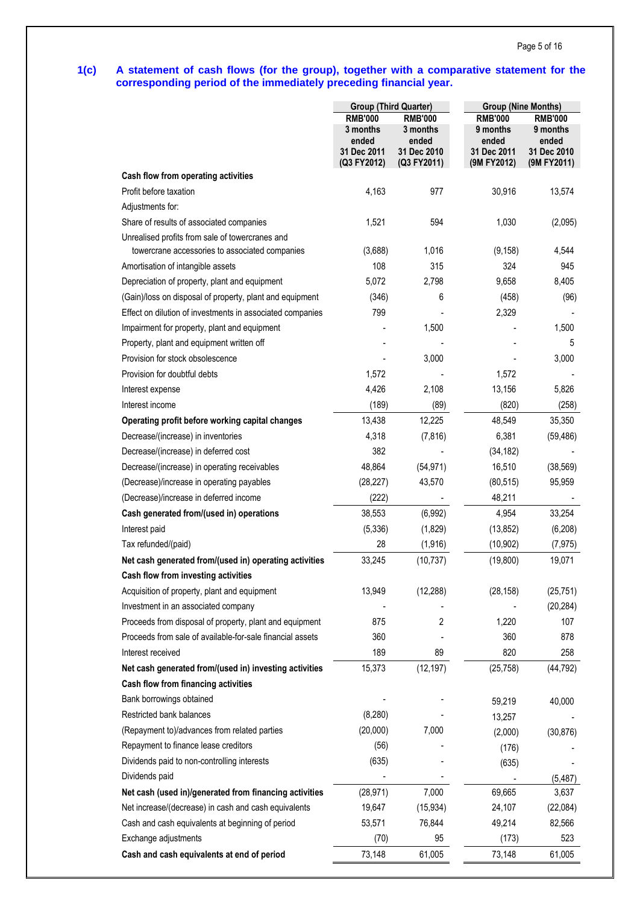## 1(c) A statement of cash flows (for the group), together with a comparative statement for the corresponding period of the immediately preceding financial year.

| | Group (Third Quarter) | | Group (Nine Months) | |
|---|---|---|---|---|
| | RMB'000 | RMB'000 | RMB'000 | RMB'000 |
| | 3 months ended 31 Dec 2011 (Q3 FY2012) | 3 months ended 31 Dec 2010 (Q3 FY2011) | 9 months ended 31 Dec 2011 (9M FY2012) | 9 months ended 31 Dec 2010 (9M FY2011) |
| **Cash flow from operating activities** | | | | |
| Profit before taxation | 4,163 | 977 | 30,916 | 13,574 |
| Adjustments for: | | | | |
| Share of results of associated companies | 1,521 | 594 | 1,030 | (2,095) |
| Unrealised profits from sale of towercranes and towercrane accessories to associated companies | (3,688) | 1,016 | (9,158) | 4,544 |
| Amortisation of intangible assets | 108 | 315 | 324 | 945 |
| Depreciation of property, plant and equipment | 5,072 | 2,798 | 9,658 | 8,405 |
| (Gain)/loss on disposal of property, plant and equipment | (346) | 6 | (458) | (96) |
| Effect on dilution of investments in associated companies | 799 | - | 2,329 | - |
| Impairment for property, plant and equipment | - | 1,500 | - | 1,500 |
| Property, plant and equipment written off | - | - | - | 5 |
| Provision for stock obsolescence | - | 3,000 | - | 3,000 |
| Provision for doubtful debts | 1,572 | - | 1,572 | - |
| Interest expense | 4,426 | 2,108 | 13,156 | 5,826 |
| Interest income | (189) | (89) | (820) | (258) |
| **Operating profit before working capital changes** | 13,438 | 12,225 | 48,549 | 35,350 |
| Decrease/(increase) in inventories | 4,318 | (7,816) | 6,381 | (59,486) |
| Decrease/(increase) in deferred cost | 382 | - | (34,182) | - |
| Decrease/(increase) in operating receivables | 48,864 | (54,971) | 16,510 | (38,569) |
| (Decrease)/increase in operating payables | (28,227) | 43,570 | (80,515) | 95,959 |
| (Decrease)/increase in deferred income | (222) | - | 48,211 | - |
| **Cash generated from/(used in) operations** | 38,553 | (6,992) | 4,954 | 33,254 |
| Interest paid | (5,336) | (1,829) | (13,852) | (6,208) |
| Tax refunded/(paid) | 28 | (1,916) | (10,902) | (7,975) |
| **Net cash generated from/(used in) operating activities** | 33,245 | (10,737) | (19,800) | 19,071 |
| **Cash flow from investing activities** | | | | |
| Acquisition of property, plant and equipment | 13,949 | (12,288) | (28,158) | (25,751) |
| Investment in an associated company | - | - | - | (20,284) |
| Proceeds from disposal of property, plant and equipment | 875 | 2 | 1,220 | 107 |
| Proceeds from sale of available-for-sale financial assets | 360 | - | 360 | 878 |
| Interest received | 189 | 89 | 820 | 258 |
| **Net cash generated from/(used in) investing activities** | 15,373 | (12,197) | (25,758) | (44,792) |
| **Cash flow from financing activities** | | | | |
| Bank borrowings obtained | - | - | 59,219 | 40,000 |
| Restricted bank balances | (8,280) | - | 13,257 | - |
| (Repayment to)/advances from related parties | (20,000) | 7,000 | (2,000) | (30,876) |
| Repayment to finance lease creditors | (56) | - | (176) | - |
| Dividends paid to non-controlling interests | (635) | - | (635) | - |
| Dividends paid | - | - | - | (5,487) |
| **Net cash (used in)/generated from financing activities** | (28,971) | 7,000 | 69,665 | 3,637 |
| Net increase/(decrease) in cash and cash equivalents | 19,647 | (15,934) | 24,107 | (22,084) |
| Cash and cash equivalents at beginning of period | 53,571 | 76,844 | 49,214 | 82,566 |
| Exchange adjustments | (70) | 95 | (173) | 523 |
| **Cash and cash equivalents at end of period** | 73,148 | 61,005 | 73,148 | 61,005 |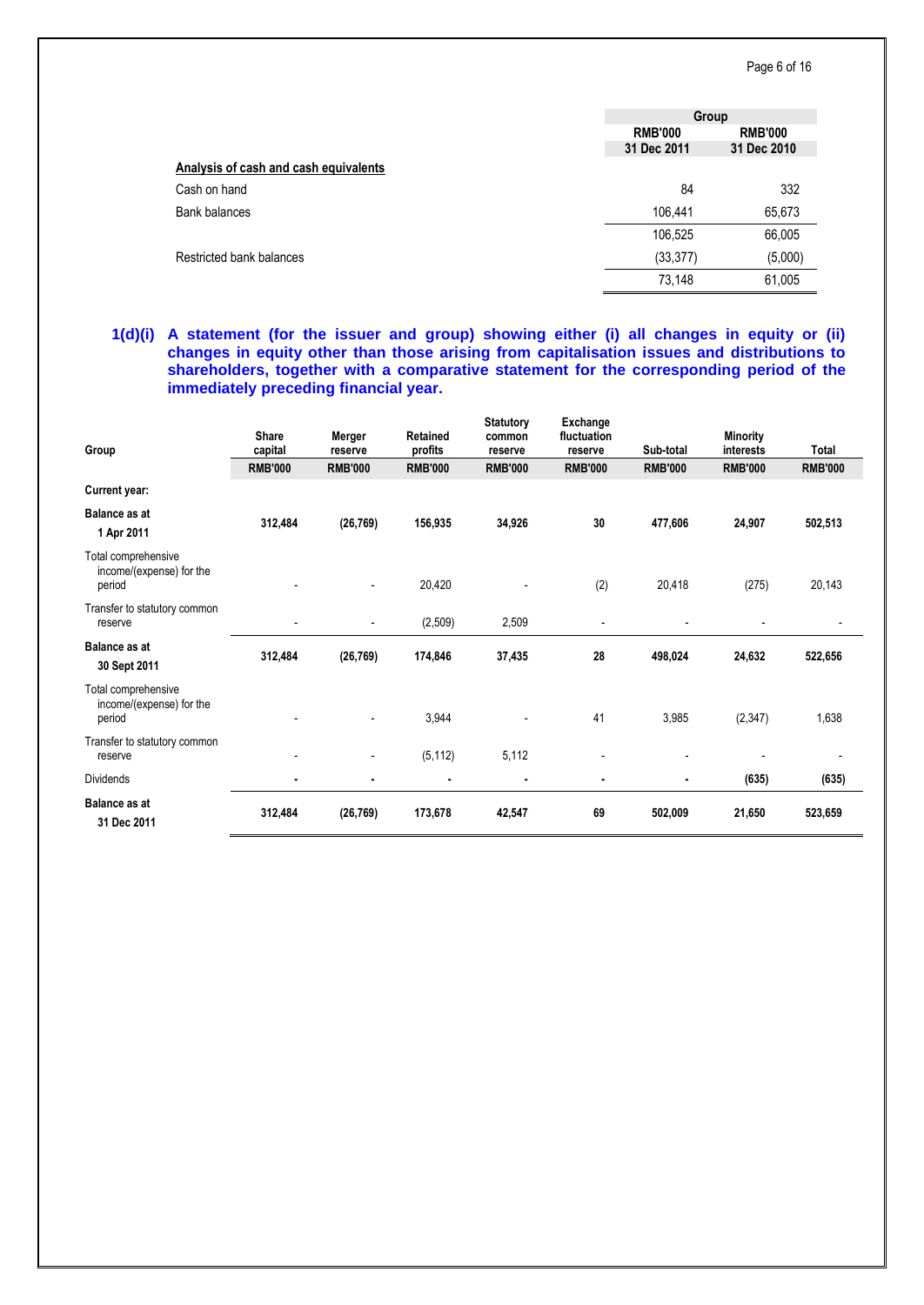| | Group | |
|---|---|---|
| | RMB'000 | RMB'000 |
| | 31 Dec 2011 | 31 Dec 2010 |
| **Analysis of cash and cash equivalents** | | |
| Cash on hand | 84 | 332 |
| Bank balances | 106,441 | 65,673 |
| | 106,525 | 66,005 |
| Restricted bank balances | (33,377) | (5,000) |
| | 73,148 | 61,005 |

**1(d)(i) A statement (for the issuer and group) showing either (i) all changes in equity or (ii) changes in equity other than those arising from capitalisation issues and distributions to shareholders, together with a comparative statement for the corresponding period of the immediately preceding financial year.**

| Group | Share capital | Merger reserve | Retained profits | Statutory common reserve | Exchange fluctuation reserve | Sub-total | Minority interests | Total |
|---|---|---|---|---|---|---|---|---|
| | RMB'000 | RMB'000 | RMB'000 | RMB'000 | RMB'000 | RMB'000 | RMB'000 | RMB'000 |
| **Current year:** | | | | | | | | |
| **Balance as at 1 Apr 2011** | **312,484** | **(26,769)** | **156,935** | **34,926** | **30** | **477,606** | **24,907** | **502,513** |
| Total comprehensive income/(expense) for the period | - | - | 20,420 | - | (2) | 20,418 | (275) | 20,143 |
| Transfer to statutory common reserve | - | - | (2,509) | 2,509 | - | - | - | - |
| **Balance as at 30 Sept 2011** | **312,484** | **(26,769)** | **174,846** | **37,435** | **28** | **498,024** | **24,632** | **522,656** |
| Total comprehensive income/(expense) for the period | - | - | 3,944 | - | 41 | 3,985 | (2,347) | 1,638 |
| Transfer to statutory common reserve | - | - | (5,112) | 5,112 | - | - | - | - |
| Dividends | - | - | - | - | - | - | **(635)** | **(635)** |
| **Balance as at 31 Dec 2011** | **312,484** | **(26,769)** | **173,678** | **42,547** | **69** | **502,009** | **21,650** | **523,659** |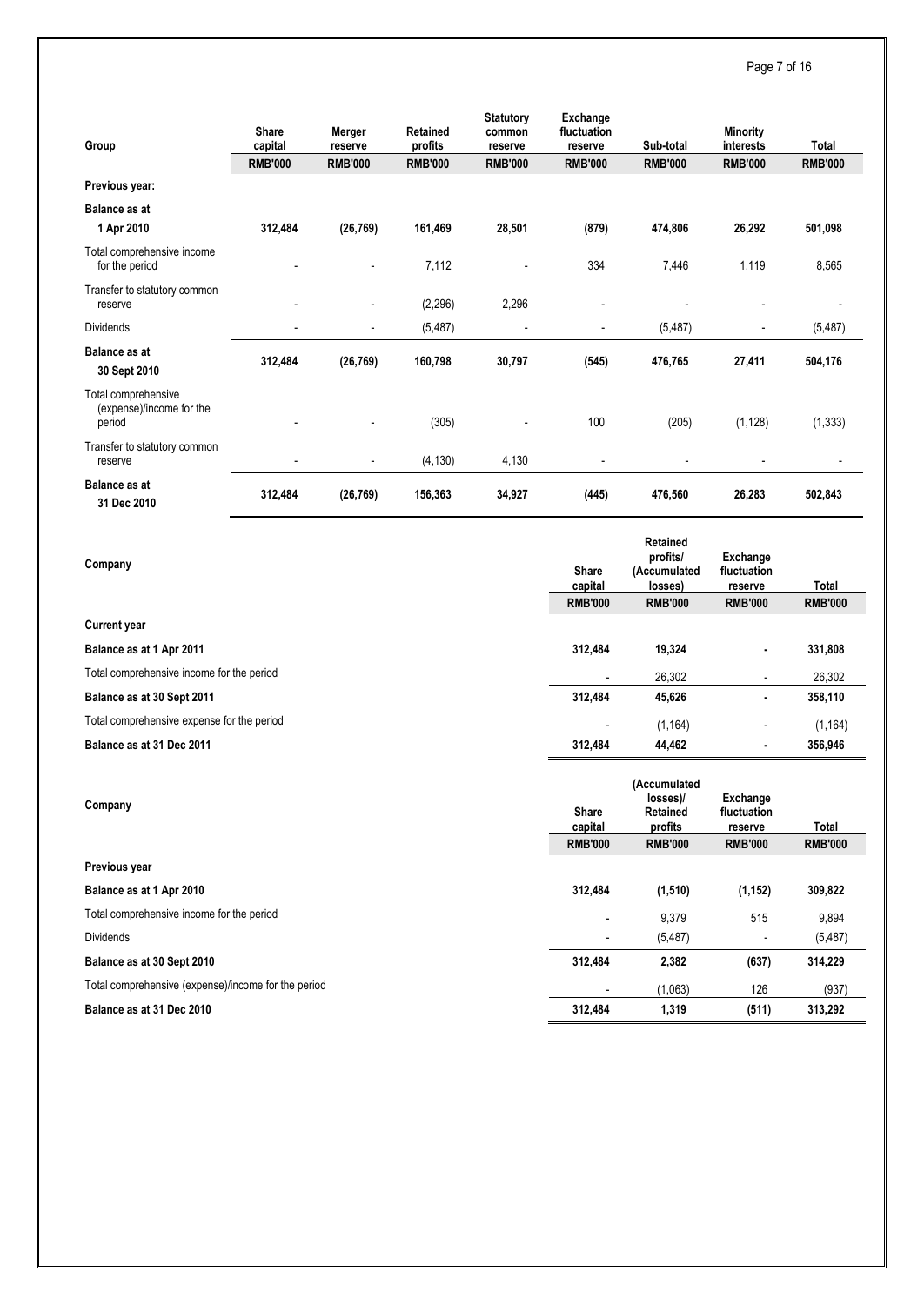| Group | Share capital | Merger reserve | Retained profits | Statutory common reserve | Exchange fluctuation reserve | Sub-total | Minority interests | Total |
|---|---|---|---|---|---|---|---|---|
| | RMB'000 | RMB'000 | RMB'000 | RMB'000 | RMB'000 | RMB'000 | RMB'000 | RMB'000 |
| **Previous year:** | | | | | | | | |
| **Balance as at 1 Apr 2010** | **312,484** | **(26,769)** | **161,469** | **28,501** | **(879)** | **474,806** | **26,292** | **501,098** |
| Total comprehensive income for the period | - | - | 7,112 | - | 334 | 7,446 | 1,119 | 8,565 |
| Transfer to statutory common reserve | - | - | (2,296) | 2,296 | - | - | - | - |
| Dividends | - | - | (5,487) | - | - | (5,487) | - | (5,487) |
| **Balance as at 30 Sept 2010** | **312,484** | **(26,769)** | **160,798** | **30,797** | **(545)** | **476,765** | **27,411** | **504,176** |
| Total comprehensive (expense)/income for the period | - | - | (305) | - | 100 | (205) | (1,128) | (1,333) |
| Transfer to statutory common reserve | - | - | (4,130) | 4,130 | - | - | - | - |
| **Balance as at 31 Dec 2010** | **312,484** | **(26,769)** | **156,363** | **34,927** | **(445)** | **476,560** | **26,283** | **502,843** |

| Company | Share capital | Retained profits/ (Accumulated losses) | Exchange fluctuation reserve | Total |
|---|---|---|---|---|
| | RMB'000 | RMB'000 | RMB'000 | RMB'000 |
| **Current year** | | | | |
| **Balance as at 1 Apr 2011** | **312,484** | **19,324** | **-** | **331,808** |
| Total comprehensive income for the period | - | 26,302 | - | 26,302 |
| **Balance as at 30 Sept 2011** | **312,484** | **45,626** | **-** | **358,110** |
| Total comprehensive expense for the period | - | (1,164) | - | (1,164) |
| **Balance as at 31 Dec 2011** | **312,484** | **44,462** | **-** | **356,946** |

| Company | Share capital | (Accumulated losses)/ Retained profits | Exchange fluctuation reserve | Total |
|---|---|---|---|---|
| | RMB'000 | RMB'000 | RMB'000 | RMB'000 |
| **Previous year** | | | | |
| **Balance as at 1 Apr 2010** | **312,484** | **(1,510)** | **(1,152)** | **309,822** |
| Total comprehensive income for the period | - | 9,379 | 515 | 9,894 |
| Dividends | - | (5,487) | - | (5,487) |
| **Balance as at 30 Sept 2010** | **312,484** | **2,382** | **(637)** | **314,229** |
| Total comprehensive (expense)/income for the period | - | (1,063) | 126 | (937) |
| **Balance as at 31 Dec 2010** | **312,484** | **1,319** | **(511)** | **313,292** |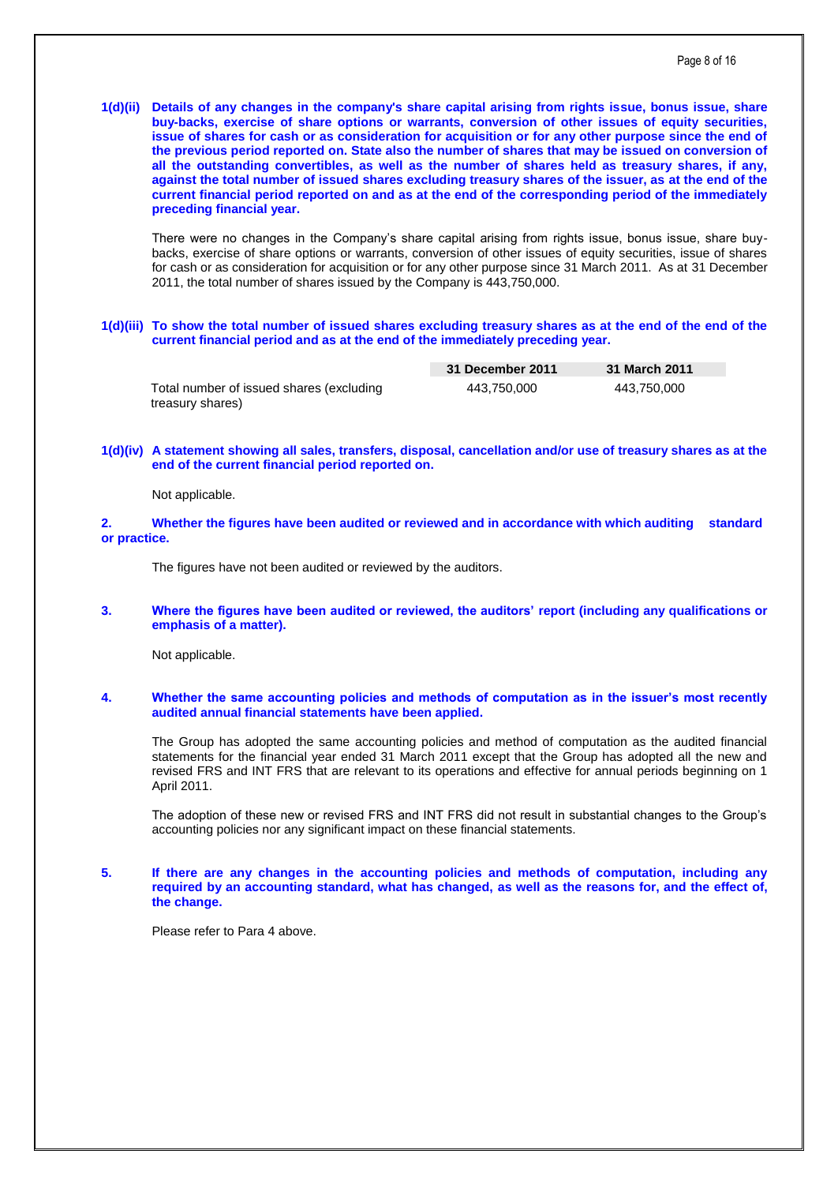**1(d)(ii) Details of any changes in the company's share capital arising from rights issue, bonus issue, share buy-backs, exercise of share options or warrants, conversion of other issues of equity securities, issue of shares for cash or as consideration for acquisition or for any other purpose since the end of the previous period reported on. State also the number of shares that may be issued on conversion of all the outstanding convertibles, as well as the number of shares held as treasury shares, if any, against the total number of issued shares excluding treasury shares of the issuer, as at the end of the current financial period reported on and as at the end of the corresponding period of the immediately preceding financial year.**

There were no changes in the Company's share capital arising from rights issue, bonus issue, share buy-backs, exercise of share options or warrants, conversion of other issues of equity securities, issue of shares for cash or as consideration for acquisition or for any other purpose since 31 March 2011. As at 31 December 2011, the total number of shares issued by the Company is 443,750,000.

**1(d)(iii) To show the total number of issued shares excluding treasury shares as at the end of the end of the current financial period and as at the end of the immediately preceding year.**

| | 31 December 2011 | 31 March 2011 |
|---|---|---|
| Total number of issued shares (excluding treasury shares) | 443,750,000 | 443,750,000 |

**1(d)(iv) A statement showing all sales, transfers, disposal, cancellation and/or use of treasury shares as at the end of the current financial period reported on.**

Not applicable.

**2. Whether the figures have been audited or reviewed and in accordance with which auditing standard or practice.**

The figures have not been audited or reviewed by the auditors.

**3. Where the figures have been audited or reviewed, the auditors' report (including any qualifications or emphasis of a matter).**

Not applicable.

**4. Whether the same accounting policies and methods of computation as in the issuer's most recently audited annual financial statements have been applied.**

The Group has adopted the same accounting policies and method of computation as the audited financial statements for the financial year ended 31 March 2011 except that the Group has adopted all the new and revised FRS and INT FRS that are relevant to its operations and effective for annual periods beginning on 1 April 2011.

The adoption of these new or revised FRS and INT FRS did not result in substantial changes to the Group's accounting policies nor any significant impact on these financial statements.

**5. If there are any changes in the accounting policies and methods of computation, including any required by an accounting standard, what has changed, as well as the reasons for, and the effect of, the change.**

Please refer to Para 4 above.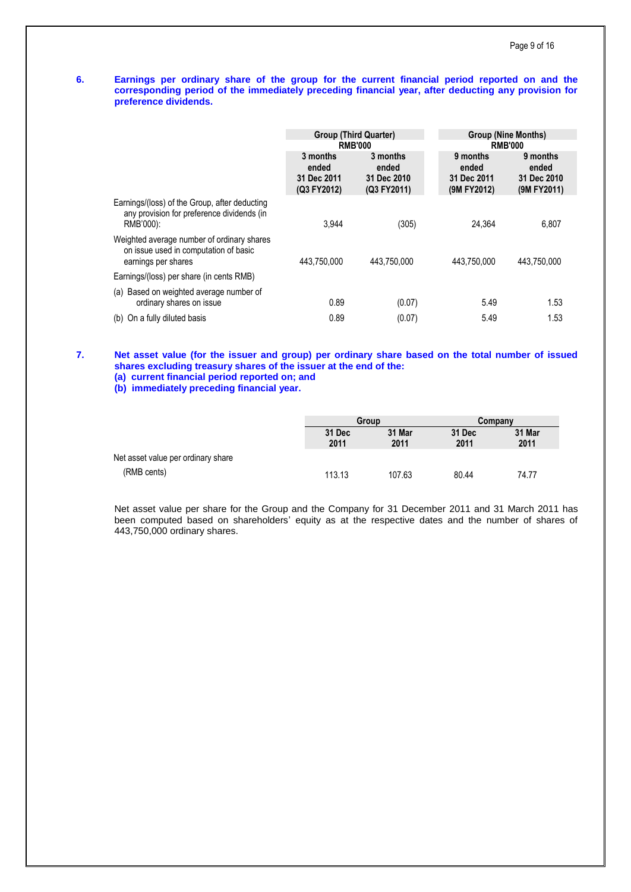**6. Earnings per ordinary share of the group for the current financial period reported on and the corresponding period of the immediately preceding financial year, after deducting any provision for preference dividends.**

| | Group (Third Quarter) RMB'000 | | Group (Nine Months) RMB'000 | |
|---|---|---|---|---|
| | 3 months ended 31 Dec 2011 (Q3 FY2012) | 3 months ended 31 Dec 2010 (Q3 FY2011) | 9 months ended 31 Dec 2011 (9M FY2012) | 9 months ended 31 Dec 2010 (9M FY2011) |
| Earnings/(loss) of the Group, after deducting any provision for preference dividends (in RMB'000): | 3,944 | (305) | 24,364 | 6,807 |
| Weighted average number of ordinary shares on issue used in computation of basic earnings per shares | 443,750,000 | 443,750,000 | 443,750,000 | 443,750,000 |
| Earnings/(loss) per share (in cents RMB) | | | | |
| (a) Based on weighted average number of ordinary shares on issue | 0.89 | (0.07) | 5.49 | 1.53 |
| (b) On a fully diluted basis | 0.89 | (0.07) | 5.49 | 1.53 |

**7. Net asset value (for the issuer and group) per ordinary share based on the total number of issued shares excluding treasury shares of the issuer at the end of the:**
**(a) current financial period reported on; and**
**(b) immediately preceding financial year.**

| | Group | | Company | |
|---|---|---|---|---|
| | 31 Dec 2011 | 31 Mar 2011 | 31 Dec 2011 | 31 Mar 2011 |
| Net asset value per ordinary share (RMB cents) | 113.13 | 107.63 | 80.44 | 74.77 |

Net asset value per share for the Group and the Company for 31 December 2011 and 31 March 2011 has been computed based on shareholders' equity as at the respective dates and the number of shares of 443,750,000 ordinary shares.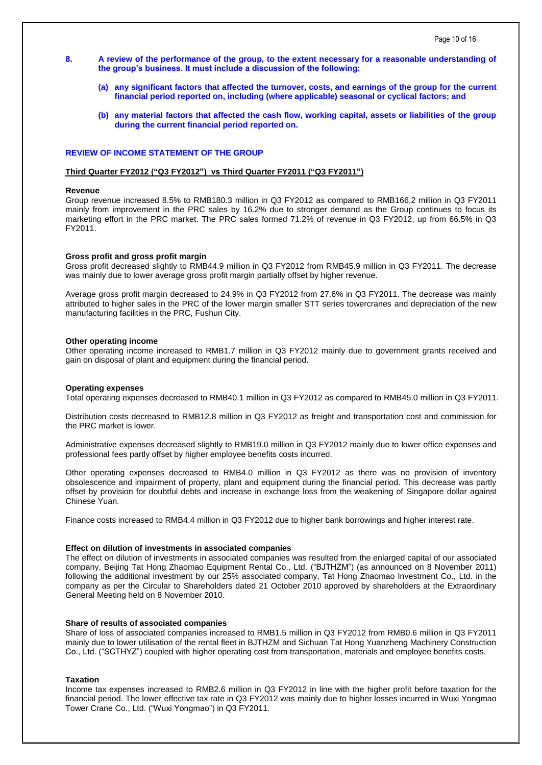**8. A review of the performance of the group, to the extent necessary for a reasonable understanding of the group's business. It must include a discussion of the following:**

**(a) any significant factors that affected the turnover, costs, and earnings of the group for the current financial period reported on, including (where applicable) seasonal or cyclical factors; and**

**(b) any material factors that affected the cash flow, working capital, assets or liabilities of the group during the current financial period reported on.**

## REVIEW OF INCOME STATEMENT OF THE GROUP

### Third Quarter FY2012 ("Q3 FY2012") vs Third Quarter FY2011 ("Q3 FY2011")

**Revenue**

Group revenue increased 8.5% to RMB180.3 million in Q3 FY2012 as compared to RMB166.2 million in Q3 FY2011 mainly from improvement in the PRC sales by 16.2% due to stronger demand as the Group continues to focus its marketing effort in the PRC market. The PRC sales formed 71.2% of revenue in Q3 FY2012, up from 66.5% in Q3 FY2011.

**Gross profit and gross profit margin**

Gross profit decreased slightly to RMB44.9 million in Q3 FY2012 from RMB45.9 million in Q3 FY2011. The decrease was mainly due to lower average gross profit margin partially offset by higher revenue.

Average gross profit margin decreased to 24.9% in Q3 FY2012 from 27.6% in Q3 FY2011. The decrease was mainly attributed to higher sales in the PRC of the lower margin smaller STT series towercranes and depreciation of the new manufacturing facilities in the PRC, Fushun City.

**Other operating income**

Other operating income increased to RMB1.7 million in Q3 FY2012 mainly due to government grants received and gain on disposal of plant and equipment during the financial period.

**Operating expenses**

Total operating expenses decreased to RMB40.1 million in Q3 FY2012 as compared to RMB45.0 million in Q3 FY2011.

Distribution costs decreased to RMB12.8 million in Q3 FY2012 as freight and transportation cost and commission for the PRC market is lower.

Administrative expenses decreased slightly to RMB19.0 million in Q3 FY2012 mainly due to lower office expenses and professional fees partly offset by higher employee benefits costs incurred.

Other operating expenses decreased to RMB4.0 million in Q3 FY2012 as there was no provision of inventory obsolescence and impairment of property, plant and equipment during the financial period. This decrease was partly offset by provision for doubtful debts and increase in exchange loss from the weakening of Singapore dollar against Chinese Yuan.

Finance costs increased to RMB4.4 million in Q3 FY2012 due to higher bank borrowings and higher interest rate.

**Effect on dilution of investments in associated companies**

The effect on dilution of investments in associated companies was resulted from the enlarged capital of our associated company, Beijing Tat Hong Zhaomao Equipment Rental Co., Ltd. ("BJTHZM") (as announced on 8 November 2011) following the additional investment by our 25% associated company, Tat Hong Zhaomao Investment Co., Ltd. in the company as per the Circular to Shareholders dated 21 October 2010 approved by shareholders at the Extraordinary General Meeting held on 8 November 2010.

**Share of results of associated companies**

Share of loss of associated companies increased to RMB1.5 million in Q3 FY2012 from RMB0.6 million in Q3 FY2011 mainly due to lower utilisation of the rental fleet in BJTHZM and Sichuan Tat Hong Yuanzheng Machinery Construction Co., Ltd. ("SCTHYZ") coupled with higher operating cost from transportation, materials and employee benefits costs.

**Taxation**

Income tax expenses increased to RMB2.6 million in Q3 FY2012 in line with the higher profit before taxation for the financial period. The lower effective tax rate in Q3 FY2012 was mainly due to higher losses incurred in Wuxi Yongmao Tower Crane Co., Ltd. ("Wuxi Yongmao") in Q3 FY2011.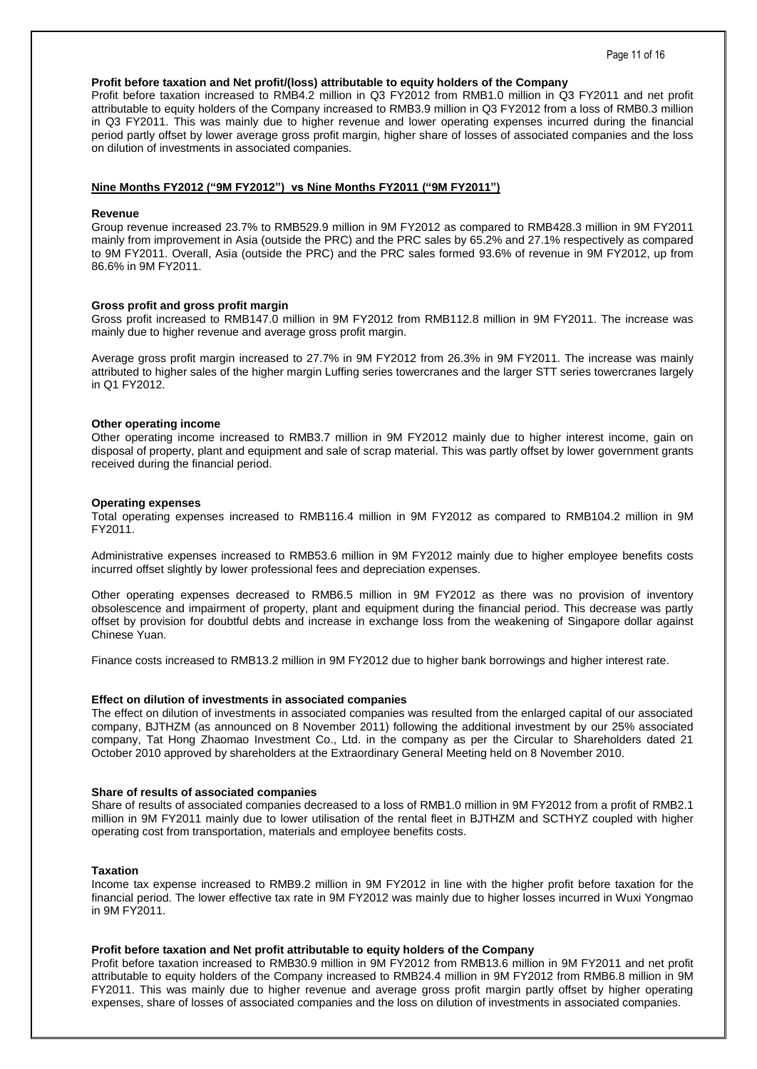**Profit before taxation and Net profit/(loss) attributable to equity holders of the Company**

Profit before taxation increased to RMB4.2 million in Q3 FY2012 from RMB1.0 million in Q3 FY2011 and net profit attributable to equity holders of the Company increased to RMB3.9 million in Q3 FY2012 from a loss of RMB0.3 million in Q3 FY2011. This was mainly due to higher revenue and lower operating expenses incurred during the financial period partly offset by lower average gross profit margin, higher share of losses of associated companies and the loss on dilution of investments in associated companies.

**<u>Nine Months FY2012 ("9M FY2012") vs Nine Months FY2011 ("9M FY2011")</u>**

**Revenue**

Group revenue increased 23.7% to RMB529.9 million in 9M FY2012 as compared to RMB428.3 million in 9M FY2011 mainly from improvement in Asia (outside the PRC) and the PRC sales by 65.2% and 27.1% respectively as compared to 9M FY2011. Overall, Asia (outside the PRC) and the PRC sales formed 93.6% of revenue in 9M FY2012, up from 86.6% in 9M FY2011.

**Gross profit and gross profit margin**

Gross profit increased to RMB147.0 million in 9M FY2012 from RMB112.8 million in 9M FY2011. The increase was mainly due to higher revenue and average gross profit margin.

Average gross profit margin increased to 27.7% in 9M FY2012 from 26.3% in 9M FY2011. The increase was mainly attributed to higher sales of the higher margin Luffing series towercranes and the larger STT series towercranes largely in Q1 FY2012.

**Other operating income**

Other operating income increased to RMB3.7 million in 9M FY2012 mainly due to higher interest income, gain on disposal of property, plant and equipment and sale of scrap material. This was partly offset by lower government grants received during the financial period.

**Operating expenses**

Total operating expenses increased to RMB116.4 million in 9M FY2012 as compared to RMB104.2 million in 9M FY2011.

Administrative expenses increased to RMB53.6 million in 9M FY2012 mainly due to higher employee benefits costs incurred offset slightly by lower professional fees and depreciation expenses.

Other operating expenses decreased to RMB6.5 million in 9M FY2012 as there was no provision of inventory obsolescence and impairment of property, plant and equipment during the financial period. This decrease was partly offset by provision for doubtful debts and increase in exchange loss from the weakening of Singapore dollar against Chinese Yuan.

Finance costs increased to RMB13.2 million in 9M FY2012 due to higher bank borrowings and higher interest rate.

**Effect on dilution of investments in associated companies**

The effect on dilution of investments in associated companies was resulted from the enlarged capital of our associated company, BJTHZM (as announced on 8 November 2011) following the additional investment by our 25% associated company, Tat Hong Zhaomao Investment Co., Ltd. in the company as per the Circular to Shareholders dated 21 October 2010 approved by shareholders at the Extraordinary General Meeting held on 8 November 2010.

**Share of results of associated companies**

Share of results of associated companies decreased to a loss of RMB1.0 million in 9M FY2012 from a profit of RMB2.1 million in 9M FY2011 mainly due to lower utilisation of the rental fleet in BJTHZM and SCTHYZ coupled with higher operating cost from transportation, materials and employee benefits costs.

**Taxation**

Income tax expense increased to RMB9.2 million in 9M FY2012 in line with the higher profit before taxation for the financial period. The lower effective tax rate in 9M FY2012 was mainly due to higher losses incurred in Wuxi Yongmao in 9M FY2011.

**Profit before taxation and Net profit attributable to equity holders of the Company**

Profit before taxation increased to RMB30.9 million in 9M FY2012 from RMB13.6 million in 9M FY2011 and net profit attributable to equity holders of the Company increased to RMB24.4 million in 9M FY2012 from RMB6.8 million in 9M FY2011. This was mainly due to higher revenue and average gross profit margin partly offset by higher operating expenses, share of losses of associated companies and the loss on dilution of investments in associated companies.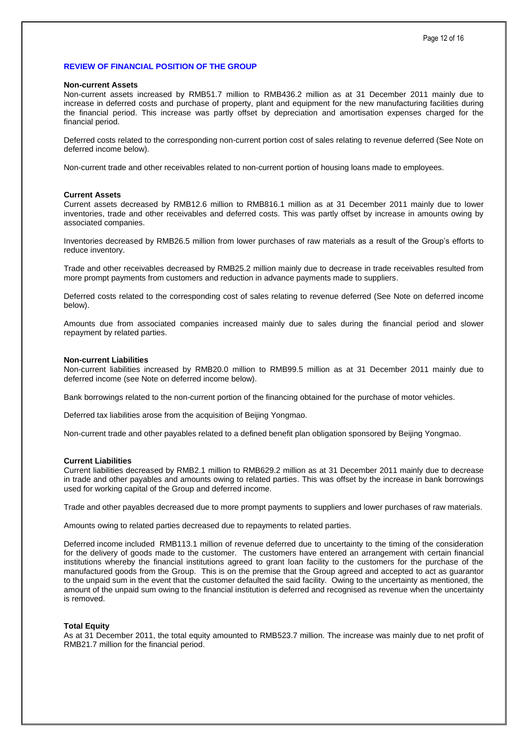## REVIEW OF FINANCIAL POSITION OF THE GROUP

**Non-current Assets**

Non-current assets increased by RMB51.7 million to RMB436.2 million as at 31 December 2011 mainly due to increase in deferred costs and purchase of property, plant and equipment for the new manufacturing facilities during the financial period. This increase was partly offset by depreciation and amortisation expenses charged for the financial period.

Deferred costs related to the corresponding non-current portion cost of sales relating to revenue deferred (See Note on deferred income below).

Non-current trade and other receivables related to non-current portion of housing loans made to employees.

**Current Assets**

Current assets decreased by RMB12.6 million to RMB816.1 million as at 31 December 2011 mainly due to lower inventories, trade and other receivables and deferred costs. This was partly offset by increase in amounts owing by associated companies.

Inventories decreased by RMB26.5 million from lower purchases of raw materials as a result of the Group's efforts to reduce inventory.

Trade and other receivables decreased by RMB25.2 million mainly due to decrease in trade receivables resulted from more prompt payments from customers and reduction in advance payments made to suppliers.

Deferred costs related to the corresponding cost of sales relating to revenue deferred (See Note on deferred income below).

Amounts due from associated companies increased mainly due to sales during the financial period and slower repayment by related parties.

**Non-current Liabilities**

Non-current liabilities increased by RMB20.0 million to RMB99.5 million as at 31 December 2011 mainly due to deferred income (see Note on deferred income below).

Bank borrowings related to the non-current portion of the financing obtained for the purchase of motor vehicles.

Deferred tax liabilities arose from the acquisition of Beijing Yongmao.

Non-current trade and other payables related to a defined benefit plan obligation sponsored by Beijing Yongmao.

**Current Liabilities**

Current liabilities decreased by RMB2.1 million to RMB629.2 million as at 31 December 2011 mainly due to decrease in trade and other payables and amounts owing to related parties. This was offset by the increase in bank borrowings used for working capital of the Group and deferred income.

Trade and other payables decreased due to more prompt payments to suppliers and lower purchases of raw materials.

Amounts owing to related parties decreased due to repayments to related parties.

Deferred income included RMB113.1 million of revenue deferred due to uncertainty to the timing of the consideration for the delivery of goods made to the customer. The customers have entered an arrangement with certain financial institutions whereby the financial institutions agreed to grant loan facility to the customers for the purchase of the manufactured goods from the Group. This is on the premise that the Group agreed and accepted to act as guarantor to the unpaid sum in the event that the customer defaulted the said facility. Owing to the uncertainty as mentioned, the amount of the unpaid sum owing to the financial institution is deferred and recognised as revenue when the uncertainty is removed.

**Total Equity**

As at 31 December 2011, the total equity amounted to RMB523.7 million. The increase was mainly due to net profit of RMB21.7 million for the financial period.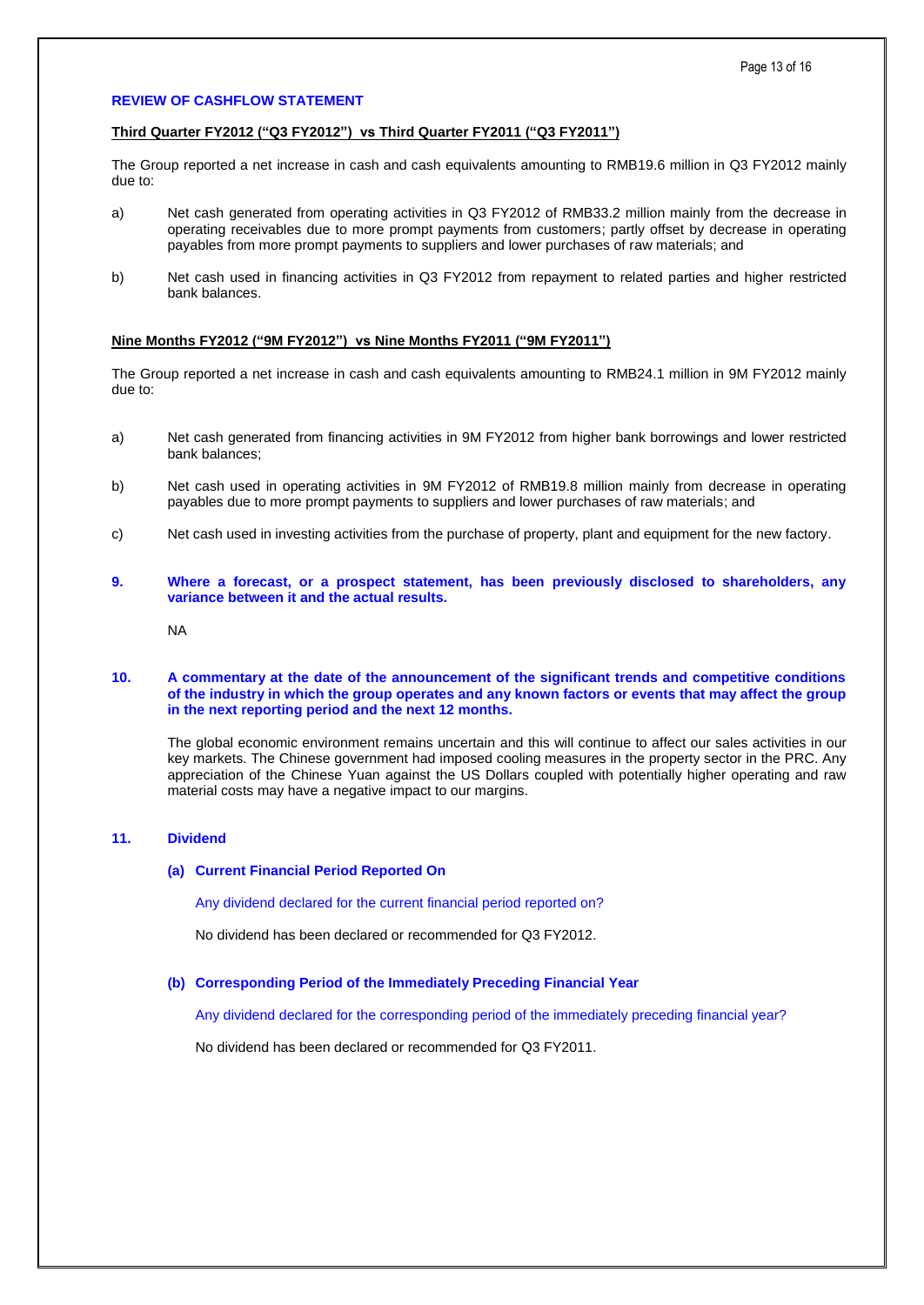## REVIEW OF CASHFLOW STATEMENT

**Third Quarter FY2012 ("Q3 FY2012") vs Third Quarter FY2011 ("Q3 FY2011")**

The Group reported a net increase in cash and cash equivalents amounting to RMB19.6 million in Q3 FY2012 mainly due to:

a) Net cash generated from operating activities in Q3 FY2012 of RMB33.2 million mainly from the decrease in operating receivables due to more prompt payments from customers; partly offset by decrease in operating payables from more prompt payments to suppliers and lower purchases of raw materials; and

b) Net cash used in financing activities in Q3 FY2012 from repayment to related parties and higher restricted bank balances.

**Nine Months FY2012 ("9M FY2012") vs Nine Months FY2011 ("9M FY2011")**

The Group reported a net increase in cash and cash equivalents amounting to RMB24.1 million in 9M FY2012 mainly due to:

a) Net cash generated from financing activities in 9M FY2012 from higher bank borrowings and lower restricted bank balances;

b) Net cash used in operating activities in 9M FY2012 of RMB19.8 million mainly from decrease in operating payables due to more prompt payments to suppliers and lower purchases of raw materials; and

c) Net cash used in investing activities from the purchase of property, plant and equipment for the new factory.

## 9. Where a forecast, or a prospect statement, has been previously disclosed to shareholders, any variance between it and the actual results.

NA

## 10. A commentary at the date of the announcement of the significant trends and competitive conditions of the industry in which the group operates and any known factors or events that may affect the group in the next reporting period and the next 12 months.

The global economic environment remains uncertain and this will continue to affect our sales activities in our key markets. The Chinese government had imposed cooling measures in the property sector in the PRC. Any appreciation of the Chinese Yuan against the US Dollars coupled with potentially higher operating and raw material costs may have a negative impact to our margins.

## 11. Dividend

### (a) Current Financial Period Reported On

Any dividend declared for the current financial period reported on?

No dividend has been declared or recommended for Q3 FY2012.

### (b) Corresponding Period of the Immediately Preceding Financial Year

Any dividend declared for the corresponding period of the immediately preceding financial year?

No dividend has been declared or recommended for Q3 FY2011.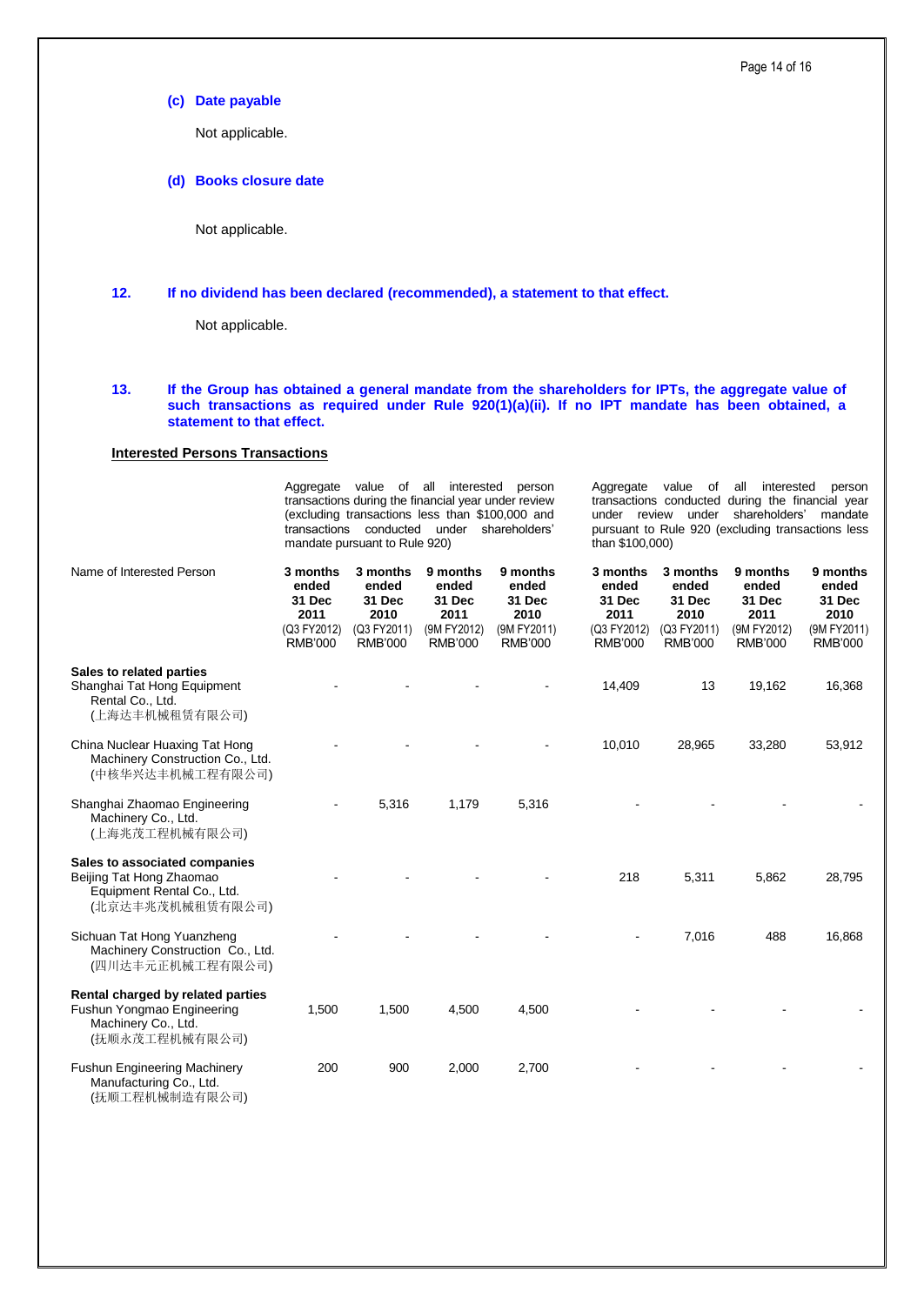**(c) Date payable**

Not applicable.

**(d) Books closure date**

Not applicable.

**12. If no dividend has been declared (recommended), a statement to that effect.**

Not applicable.

**13. If the Group has obtained a general mandate from the shareholders for IPTs, the aggregate value of such transactions as required under Rule 920(1)(a)(ii). If no IPT mandate has been obtained, a statement to that effect.**

**Interested Persons Transactions**

| Name of Interested Person | Aggregate value of all interested person transactions during the financial year under review (excluding transactions less than $100,000 and transactions conducted under shareholders' mandate pursuant to Rule 920) | | | | Aggregate value of all interested person transactions conducted during the financial year under review under shareholders' mandate pursuant to Rule 920 (excluding transactions less than $100,000) | | | |
|---|---|---|---|---|---|---|---|---|
| | **3 months ended 31 Dec 2011** (Q3 FY2012) RMB'000 | **3 months ended 31 Dec 2010** (Q3 FY2011) RMB'000 | **9 months ended 31 Dec 2011** (9M FY2012) RMB'000 | **9 months ended 31 Dec 2010** (9M FY2011) RMB'000 | **3 months ended 31 Dec 2011** (Q3 FY2012) RMB'000 | **3 months ended 31 Dec 2010** (Q3 FY2011) RMB'000 | **9 months ended 31 Dec 2011** (9M FY2012) RMB'000 | **9 months ended 31 Dec 2010** (9M FY2011) RMB'000 |
| **Sales to related parties** | | | | | | | | |
| Shanghai Tat Hong Equipment Rental Co., Ltd. (上海达丰机械租赁有限公司) | - | - | - | - | 14,409 | 13 | 19,162 | 16,368 |
| China Nuclear Huaxing Tat Hong Machinery Construction Co., Ltd. (中核华兴达丰机械工程有限公司) | - | - | - | - | 10,010 | 28,965 | 33,280 | 53,912 |
| Shanghai Zhaomao Engineering Machinery Co., Ltd. (上海兆茂工程机械有限公司) | - | 5,316 | 1,179 | 5,316 | - | - | - | - |
| **Sales to associated companies** | | | | | | | | |
| Beijing Tat Hong Zhaomao Equipment Rental Co., Ltd. (北京达丰兆茂机械租赁有限公司) | - | - | - | - | 218 | 5,311 | 5,862 | 28,795 |
| Sichuan Tat Hong Yuanzheng Machinery Construction Co., Ltd. (四川达丰元正机械工程有限公司) | - | - | - | - | - | 7,016 | 488 | 16,868 |
| **Rental charged by related parties** | | | | | | | | |
| Fushun Yongmao Engineering Machinery Co., Ltd. (抚顺永茂工程机械有限公司) | 1,500 | 1,500 | 4,500 | 4,500 | - | - | - | - |
| Fushun Engineering Machinery Manufacturing Co., Ltd. (抚顺工程机械制造有限公司) | 200 | 900 | 2,000 | 2,700 | - | - | - | - |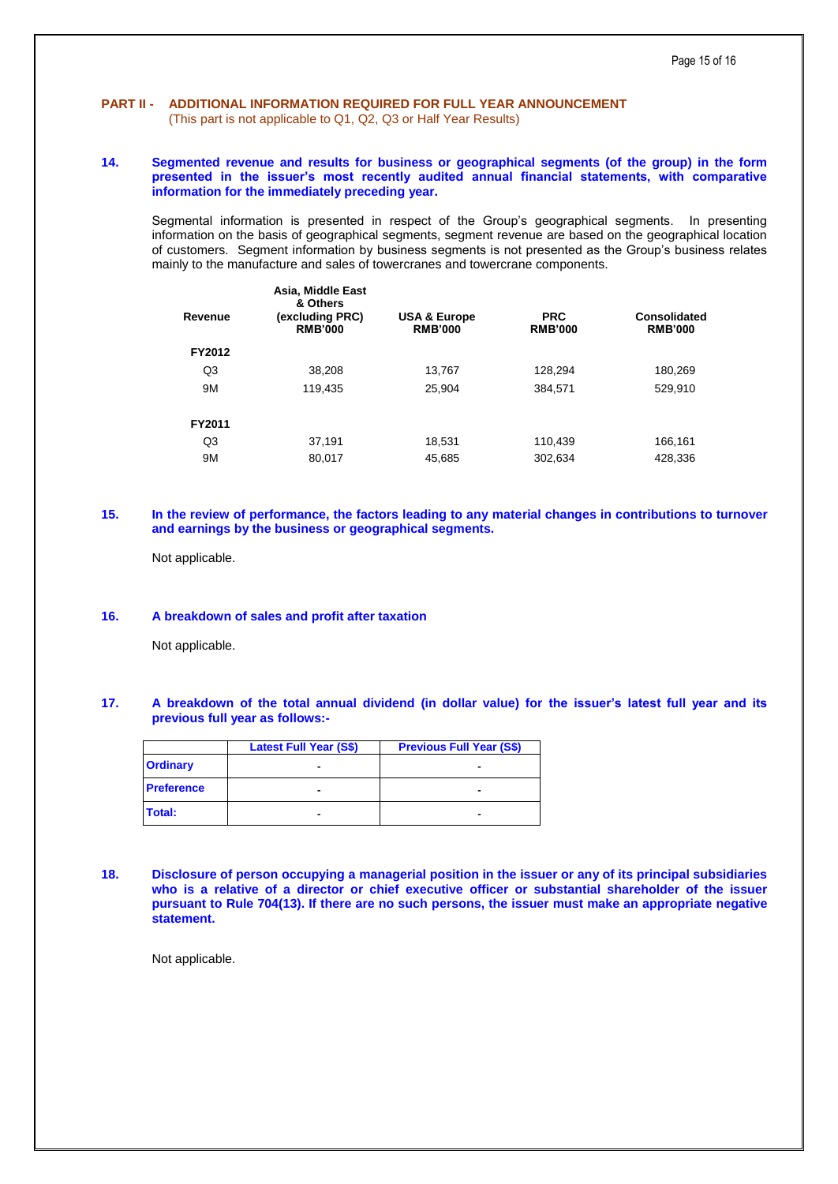## PART II - ADDITIONAL INFORMATION REQUIRED FOR FULL YEAR ANNOUNCEMENT
(This part is not applicable to Q1, Q2, Q3 or Half Year Results)

**14. Segmented revenue and results for business or geographical segments (of the group) in the form presented in the issuer's most recently audited annual financial statements, with comparative information for the immediately preceding year.**

Segmental information is presented in respect of the Group's geographical segments. In presenting information on the basis of geographical segments, segment revenue are based on the geographical location of customers. Segment information by business segments is not presented as the Group's business relates mainly to the manufacture and sales of towercranes and towercrane components.

| Revenue | Asia, Middle East & Others (excluding PRC) RMB'000 | USA & Europe RMB'000 | PRC RMB'000 | Consolidated RMB'000 |
|---|---|---|---|---|
| **FY2012** | | | | |
| Q3 | 38,208 | 13,767 | 128,294 | 180,269 |
| 9M | 119,435 | 25,904 | 384,571 | 529,910 |
| **FY2011** | | | | |
| Q3 | 37,191 | 18,531 | 110,439 | 166,161 |
| 9M | 80,017 | 45,685 | 302,634 | 428,336 |

**15. In the review of performance, the factors leading to any material changes in contributions to turnover and earnings by the business or geographical segments.**

Not applicable.

**16. A breakdown of sales and profit after taxation**

Not applicable.

**17. A breakdown of the total annual dividend (in dollar value) for the issuer's latest full year and its previous full year as follows:-**

| | Latest Full Year (S$) | Previous Full Year (S$) |
|---|---|---|
| Ordinary | - | - |
| Preference | - | - |
| Total: | - | - |

**18. Disclosure of person occupying a managerial position in the issuer or any of its principal subsidiaries who is a relative of a director or chief executive officer or substantial shareholder of the issuer pursuant to Rule 704(13). If there are no such persons, the issuer must make an appropriate negative statement.**

Not applicable.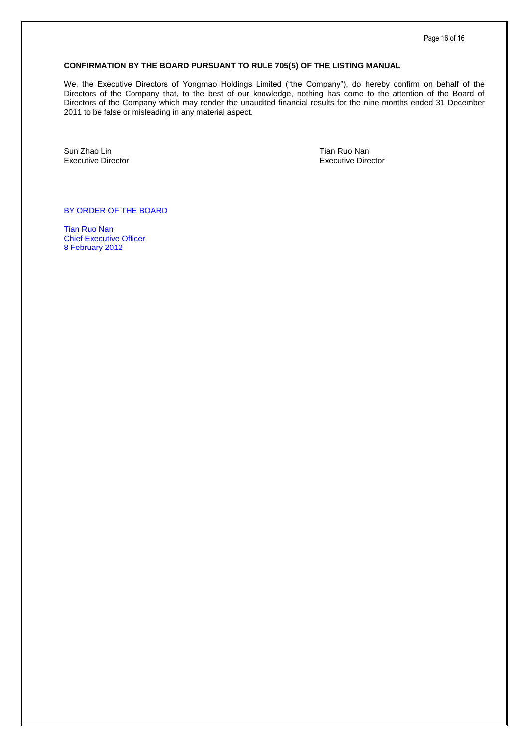**CONFIRMATION BY THE BOARD PURSUANT TO RULE 705(5) OF THE LISTING MANUAL**

We, the Executive Directors of Yongmao Holdings Limited ("the Company"), do hereby confirm on behalf of the Directors of the Company that, to the best of our knowledge, nothing has come to the attention of the Board of Directors of the Company which may render the unaudited financial results for the nine months ended 31 December 2011 to be false or misleading in any material aspect.

Sun Zhao Lin
Executive Director

Tian Ruo Nan
Executive Director

BY ORDER OF THE BOARD

Tian Ruo Nan
Chief Executive Officer
8 February 2012